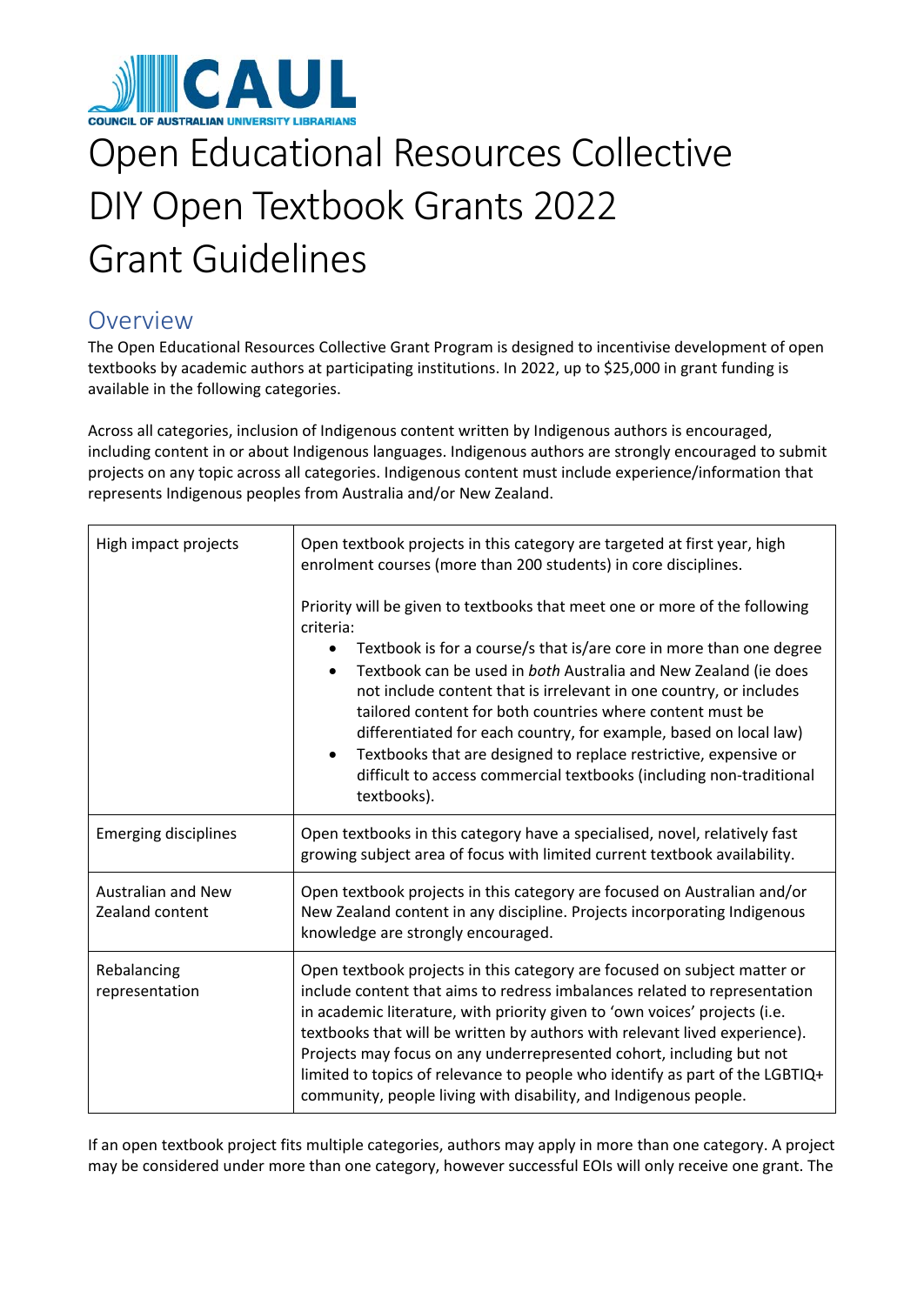# Open Educational Resources Collective DIY Open Textbook Grants 2022 Grant Guidelines

## Overview

The Open Educational Resources Collective Grant Program is designed to incentivise development of open textbooks by academic authors at participating institutions. In 2022, up to $25,000 in grant funding is available in the following categories.

Across all categories, inclusion of Indigenous content written by Indigenous authors is encouraged, including content in or about Indigenous languages. Indigenous authors are strongly encouraged to submit projects on any topic across all categories. Indigenous content must include experience/information that represents Indigenous peoples from Australia and/or New Zealand.

| | |
|---|---|
| High impact projects | Open textbook projects in this category are targeted at first year, high enrolment courses (more than 200 students) in core disciplines.<br><br>Priority will be given to textbooks that meet one or more of the following criteria:<br>• Textbook is for a course/s that is/are core in more than one degree<br>• Textbook can be used in *both* Australia and New Zealand (ie does not include content that is irrelevant in one country, or includes tailored content for both countries where content must be differentiated for each country, for example, based on local law)<br>• Textbooks that are designed to replace restrictive, expensive or difficult to access commercial textbooks (including non-traditional textbooks). |
| Emerging disciplines | Open textbooks in this category have a specialised, novel, relatively fast growing subject area of focus with limited current textbook availability. |
| Australian and New Zealand content | Open textbook projects in this category are focused on Australian and/or New Zealand content in any discipline. Projects incorporating Indigenous knowledge are strongly encouraged. |
| Rebalancing representation | Open textbook projects in this category are focused on subject matter or include content that aims to redress imbalances related to representation in academic literature, with priority given to 'own voices' projects (i.e. textbooks that will be written by authors with relevant lived experience). Projects may focus on any underrepresented cohort, including but not limited to topics of relevance to people who identify as part of the LGBTIQ+ community, people living with disability, and Indigenous people. |

If an open textbook project fits multiple categories, authors may apply in more than one category. A project may be considered under more than one category, however successful EOIs will only receive one grant. The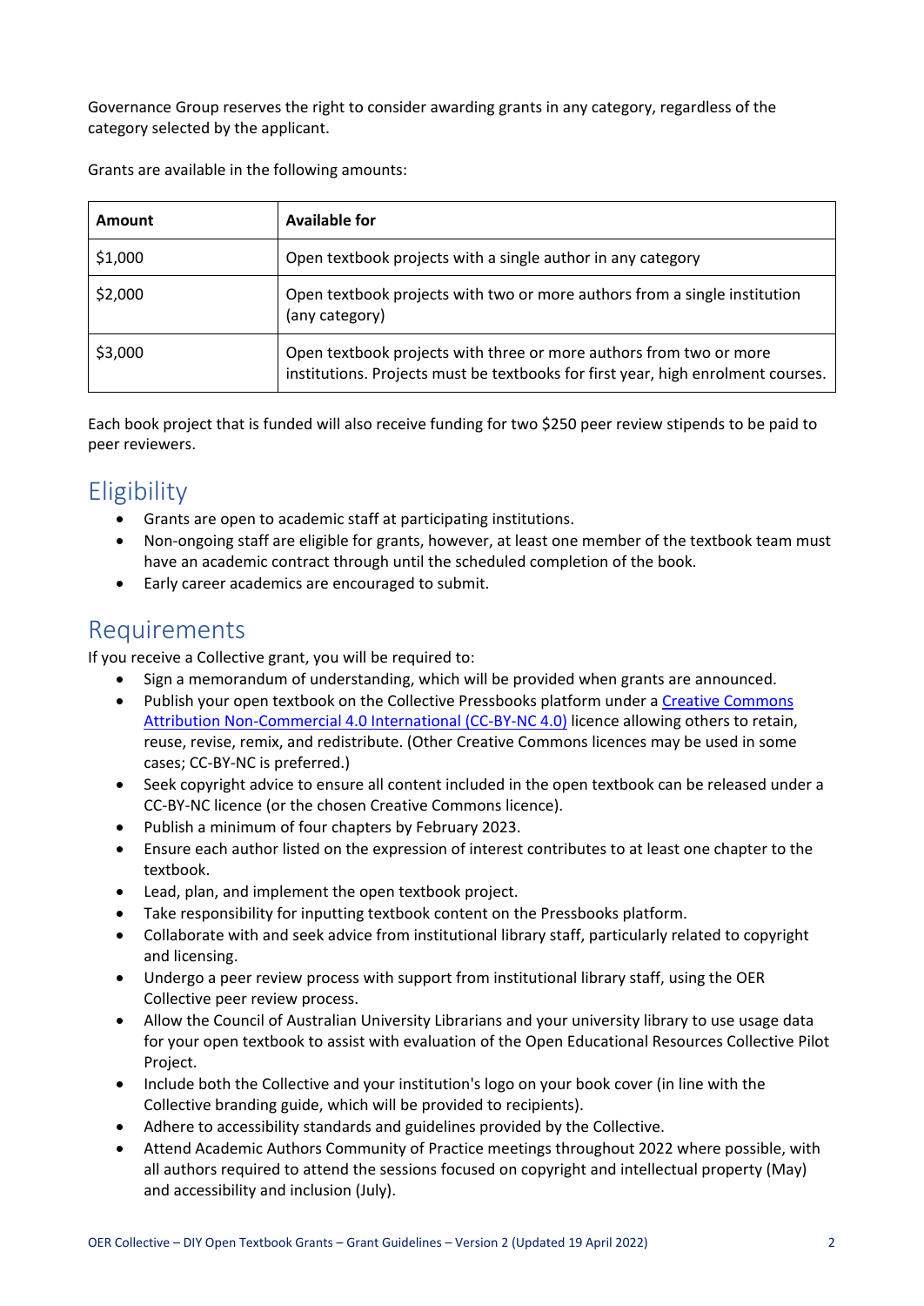Governance Group reserves the right to consider awarding grants in any category, regardless of the category selected by the applicant.

Grants are available in the following amounts:

| **Amount** | **Available for** |
| --- | --- |
| $1,000 | Open textbook projects with a single author in any category |
| $2,000 | Open textbook projects with two or more authors from a single institution (any category) |
| $3,000 | Open textbook projects with three or more authors from two or more institutions. Projects must be textbooks for first year, high enrolment courses. |

Each book project that is funded will also receive funding for two $250 peer review stipends to be paid to peer reviewers.

## Eligibility

- Grants are open to academic staff at participating institutions.
- Non-ongoing staff are eligible for grants, however, at least one member of the textbook team must have an academic contract through until the scheduled completion of the book.
- Early career academics are encouraged to submit.

## Requirements

If you receive a Collective grant, you will be required to:

- Sign a memorandum of understanding, which will be provided when grants are announced.
- Publish your open textbook on the Collective Pressbooks platform under a Creative Commons Attribution Non-Commercial 4.0 International (CC-BY-NC 4.0) licence allowing others to retain, reuse, revise, remix, and redistribute. (Other Creative Commons licences may be used in some cases; CC-BY-NC is preferred.)
- Seek copyright advice to ensure all content included in the open textbook can be released under a CC-BY-NC licence (or the chosen Creative Commons licence).
- Publish a minimum of four chapters by February 2023.
- Ensure each author listed on the expression of interest contributes to at least one chapter to the textbook.
- Lead, plan, and implement the open textbook project.
- Take responsibility for inputting textbook content on the Pressbooks platform.
- Collaborate with and seek advice from institutional library staff, particularly related to copyright and licensing.
- Undergo a peer review process with support from institutional library staff, using the OER Collective peer review process.
- Allow the Council of Australian University Librarians and your university library to use usage data for your open textbook to assist with evaluation of the Open Educational Resources Collective Pilot Project.
- Include both the Collective and your institution's logo on your book cover (in line with the Collective branding guide, which will be provided to recipients).
- Adhere to accessibility standards and guidelines provided by the Collective.
- Attend Academic Authors Community of Practice meetings throughout 2022 where possible, with all authors required to attend the sessions focused on copyright and intellectual property (May) and accessibility and inclusion (July).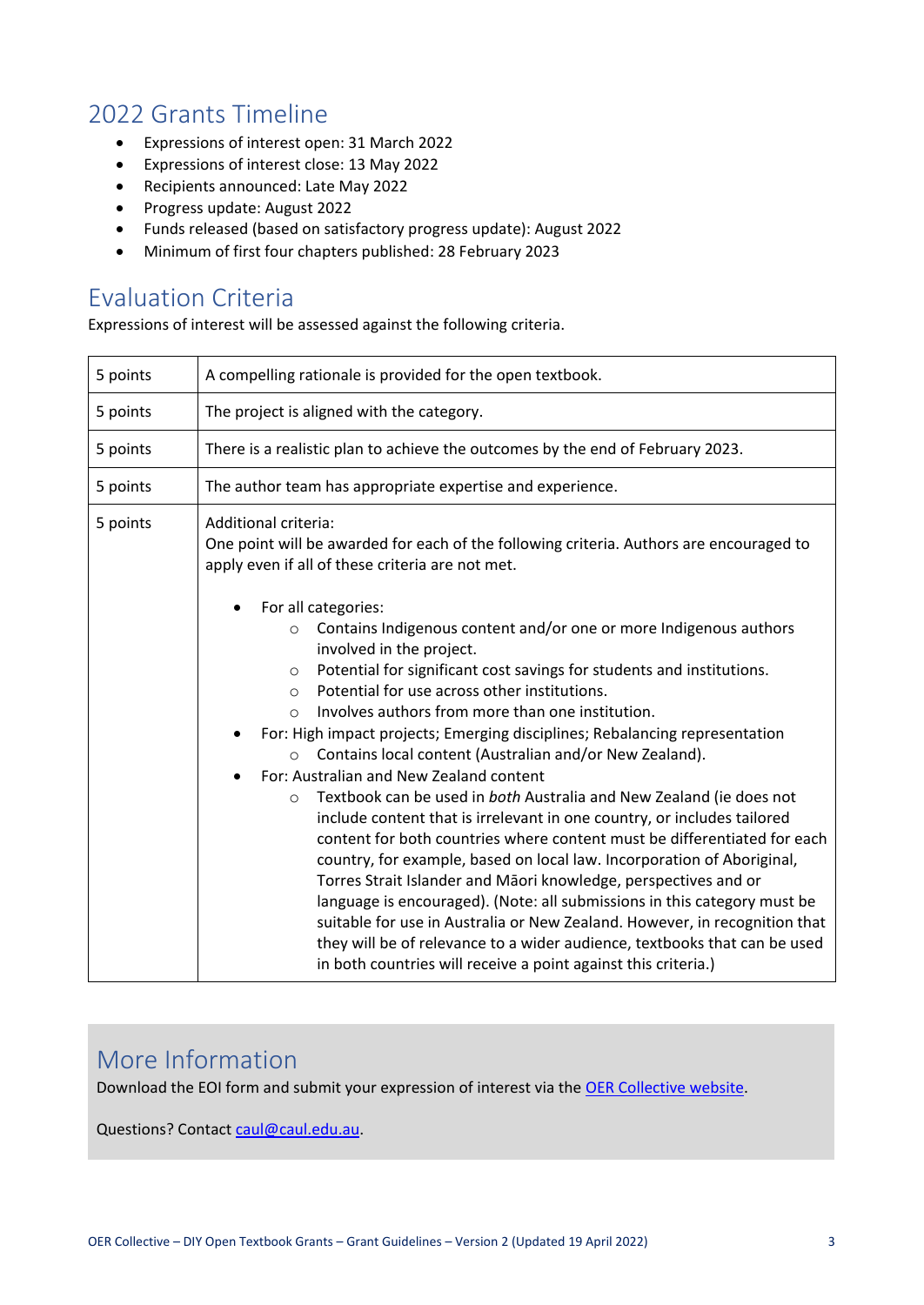## 2022 Grants Timeline

- Expressions of interest open: 31 March 2022
- Expressions of interest close: 13 May 2022
- Recipients announced: Late May 2022
- Progress update: August 2022
- Funds released (based on satisfactory progress update): August 2022
- Minimum of first four chapters published: 28 February 2023

## Evaluation Criteria

Expressions of interest will be assessed against the following criteria.

| | |
|---|---|
| 5 points | A compelling rationale is provided for the open textbook. |
| 5 points | The project is aligned with the category. |
| 5 points | There is a realistic plan to achieve the outcomes by the end of February 2023. |
| 5 points | The author team has appropriate expertise and experience. |
| 5 points | Additional criteria:<br>One point will be awarded for each of the following criteria. Authors are encouraged to apply even if all of these criteria are not met.<br><br>• For all categories:<br>&nbsp;&nbsp;○ Contains Indigenous content and/or one or more Indigenous authors involved in the project.<br>&nbsp;&nbsp;○ Potential for significant cost savings for students and institutions.<br>&nbsp;&nbsp;○ Potential for use across other institutions.<br>&nbsp;&nbsp;○ Involves authors from more than one institution.<br>• For: High impact projects; Emerging disciplines; Rebalancing representation<br>&nbsp;&nbsp;○ Contains local content (Australian and/or New Zealand).<br>• For: Australian and New Zealand content<br>&nbsp;&nbsp;○ Textbook can be used in *both* Australia and New Zealand (ie does not include content that is irrelevant in one country, or includes tailored content for both countries where content must be differentiated for each country, for example, based on local law. Incorporation of Aboriginal, Torres Strait Islander and Māori knowledge, perspectives and or language is encouraged). (Note: all submissions in this category must be suitable for use in Australia or New Zealand. However, in recognition that they will be of relevance to a wider audience, textbooks that can be used in both countries will receive a point against this criteria.) |

## More Information

Download the EOI form and submit your expression of interest via the OER Collective website.

Questions? Contact caul@caul.edu.au.